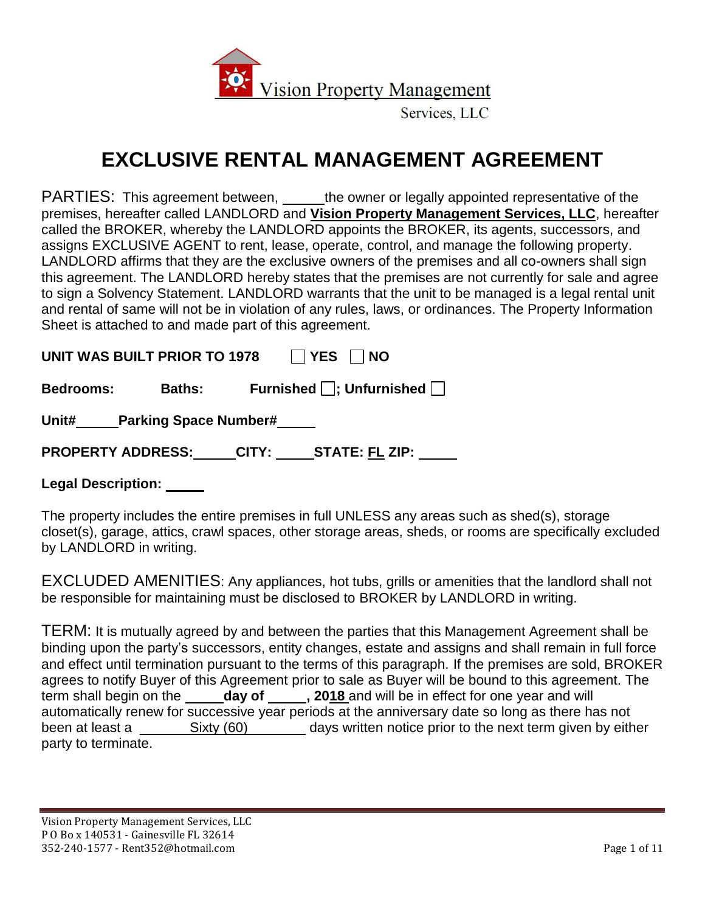Vision Property Management

Services, LLC

# EXCLUSIVE RENTAL MANAGEMENT AGREEMENT

PARTIES: This agreement between, _____the owner or legally appointed representative of the premises, hereafter called LANDLORD and **Vision Property Management Services, LLC**, hereafter called the BROKER, whereby the LANDLORD appoints the BROKER, its agents, successors, and assigns EXCLUSIVE AGENT to rent, lease, operate, control, and manage the following property. LANDLORD affirms that they are the exclusive owners of the premises and all co-owners shall sign this agreement. The LANDLORD hereby states that the premises are not currently for sale and agree to sign a Solvency Statement. LANDLORD warrants that the unit to be managed is a legal rental unit and rental of same will not be in violation of any rules, laws, or ordinances. The Property Information Sheet is attached to and made part of this agreement.

**UNIT WAS BUILT PRIOR TO 1978** ☐ **YES** ☐ **NO**

**Bedrooms:** **Baths:** **Furnished** ☐; **Unfurnished** ☐

**Unit#**_____ **Parking Space Number#**_____

**PROPERTY ADDRESS:**_____ **CITY:** _____ **STATE: FL ZIP:** _____

**Legal Description:** _____

The property includes the entire premises in full UNLESS any areas such as shed(s), storage closet(s), garage, attics, crawl spaces, other storage areas, sheds, or rooms are specifically excluded by LANDLORD in writing.

EXCLUDED AMENITIES: Any appliances, hot tubs, grills or amenities that the landlord shall not be responsible for maintaining must be disclosed to BROKER by LANDLORD in writing.

TERM: It is mutually agreed by and between the parties that this Management Agreement shall be binding upon the party's successors, entity changes, estate and assigns and shall remain in full force and effect until termination pursuant to the terms of this paragraph. If the premises are sold, BROKER agrees to notify Buyer of this Agreement prior to sale as Buyer will be bound to this agreement. The term shall begin on the _____**day of** _____**, 2018** and will be in effect for one year and will automatically renew for successive year periods at the anniversary date so long as there has not been at least a _____Sixty (60)_____ days written notice prior to the next term given by either party to terminate.

Vision Property Management Services, LLC
P O Box 140531 - Gainesville FL 32614
352-240-1577 - Rent352@hotmail.com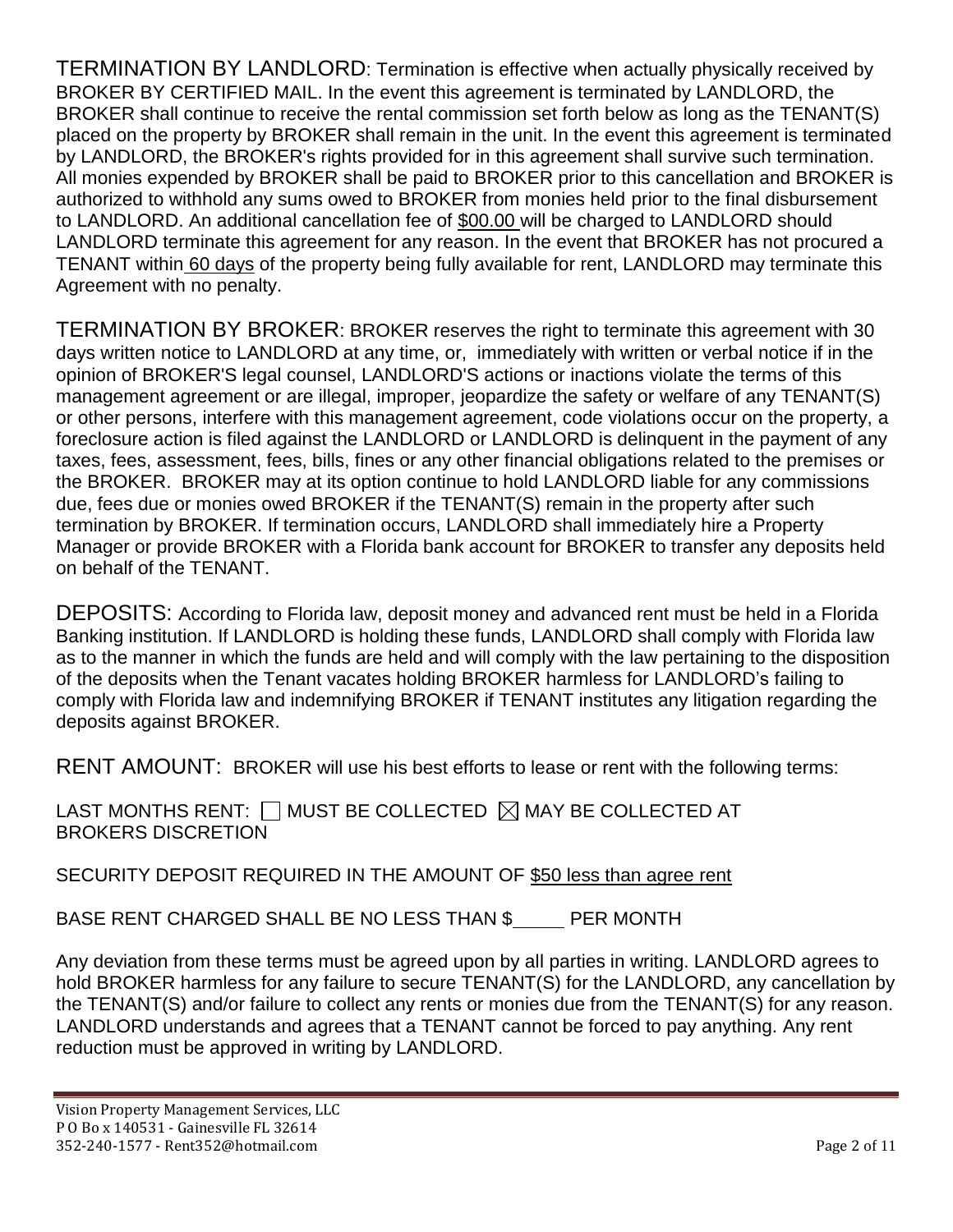**TERMINATION BY LANDLORD**: Termination is effective when actually physically received by BROKER BY CERTIFIED MAIL. In the event this agreement is terminated by LANDLORD, the BROKER shall continue to receive the rental commission set forth below as long as the TENANT(S) placed on the property by BROKER shall remain in the unit. In the event this agreement is terminated by LANDLORD, the BROKER's rights provided for in this agreement shall survive such termination. All monies expended by BROKER shall be paid to BROKER prior to this cancellation and BROKER is authorized to withhold any sums owed to BROKER from monies held prior to the final disbursement to LANDLORD. An additional cancellation fee of <u>$00.00</u> will be charged to LANDLORD should LANDLORD terminate this agreement for any reason. In the event that BROKER has not procured a TENANT within <u>60 days</u> of the property being fully available for rent, LANDLORD may terminate this Agreement with no penalty.

**TERMINATION BY BROKER**: BROKER reserves the right to terminate this agreement with 30 days written notice to LANDLORD at any time, or, immediately with written or verbal notice if in the opinion of BROKER'S legal counsel, LANDLORD'S actions or inactions violate the terms of this management agreement or are illegal, improper, jeopardize the safety or welfare of any TENANT(S) or other persons, interfere with this management agreement, code violations occur on the property, a foreclosure action is filed against the LANDLORD or LANDLORD is delinquent in the payment of any taxes, fees, assessment, fees, bills, fines or any other financial obligations related to the premises or the BROKER. BROKER may at its option continue to hold LANDLORD liable for any commissions due, fees due or monies owed BROKER if the TENANT(S) remain in the property after such termination by BROKER. If termination occurs, LANDLORD shall immediately hire a Property Manager or provide BROKER with a Florida bank account for BROKER to transfer any deposits held on behalf of the TENANT.

**DEPOSITS**: According to Florida law, deposit money and advanced rent must be held in a Florida Banking institution. If LANDLORD is holding these funds, LANDLORD shall comply with Florida law as to the manner in which the funds are held and will comply with the law pertaining to the disposition of the deposits when the Tenant vacates holding BROKER harmless for LANDLORD's failing to comply with Florida law and indemnifying BROKER if TENANT institutes any litigation regarding the deposits against BROKER.

**RENT AMOUNT**: BROKER will use his best efforts to lease or rent with the following terms:

LAST MONTHS RENT: ☐ MUST BE COLLECTED ☒ MAY BE COLLECTED AT BROKERS DISCRETION

SECURITY DEPOSIT REQUIRED IN THE AMOUNT OF <u>$50 less than agree rent</u>

BASE RENT CHARGED SHALL BE NO LESS THAN $\_\_\_\_\_ PER MONTH

Any deviation from these terms must be agreed upon by all parties in writing. LANDLORD agrees to hold BROKER harmless for any failure to secure TENANT(S) for the LANDLORD, any cancellation by the TENANT(S) and/or failure to collect any rents or monies due from the TENANT(S) for any reason. LANDLORD understands and agrees that a TENANT cannot be forced to pay anything. Any rent reduction must be approved in writing by LANDLORD.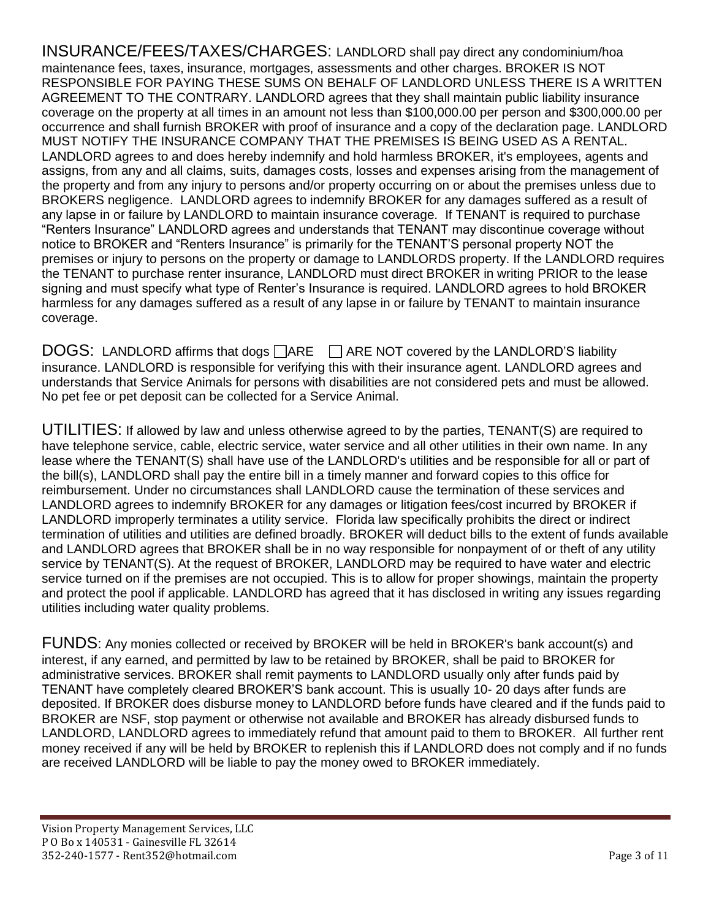INSURANCE/FEES/TAXES/CHARGES: LANDLORD shall pay direct any condominium/hoa maintenance fees, taxes, insurance, mortgages, assessments and other charges. BROKER IS NOT RESPONSIBLE FOR PAYING THESE SUMS ON BEHALF OF LANDLORD UNLESS THERE IS A WRITTEN AGREEMENT TO THE CONTRARY. LANDLORD agrees that they shall maintain public liability insurance coverage on the property at all times in an amount not less than $100,000.00 per person and $300,000.00 per occurrence and shall furnish BROKER with proof of insurance and a copy of the declaration page. LANDLORD MUST NOTIFY THE INSURANCE COMPANY THAT THE PREMISES IS BEING USED AS A RENTAL. LANDLORD agrees to and does hereby indemnify and hold harmless BROKER, it's employees, agents and assigns, from any and all claims, suits, damages costs, losses and expenses arising from the management of the property and from any injury to persons and/or property occurring on or about the premises unless due to BROKERS negligence. LANDLORD agrees to indemnify BROKER for any damages suffered as a result of any lapse in or failure by LANDLORD to maintain insurance coverage. If TENANT is required to purchase "Renters Insurance" LANDLORD agrees and understands that TENANT may discontinue coverage without notice to BROKER and "Renters Insurance" is primarily for the TENANT'S personal property NOT the premises or injury to persons on the property or damage to LANDLORDS property. If the LANDLORD requires the TENANT to purchase renter insurance, LANDLORD must direct BROKER in writing PRIOR to the lease signing and must specify what type of Renter's Insurance is required. LANDLORD agrees to hold BROKER harmless for any damages suffered as a result of any lapse in or failure by TENANT to maintain insurance coverage.

DOGS: LANDLORD affirms that dogs ☐ARE ☐ ARE NOT covered by the LANDLORD'S liability insurance. LANDLORD is responsible for verifying this with their insurance agent. LANDLORD agrees and understands that Service Animals for persons with disabilities are not considered pets and must be allowed. No pet fee or pet deposit can be collected for a Service Animal.

UTILITIES: If allowed by law and unless otherwise agreed to by the parties, TENANT(S) are required to have telephone service, cable, electric service, water service and all other utilities in their own name. In any lease where the TENANT(S) shall have use of the LANDLORD's utilities and be responsible for all or part of the bill(s), LANDLORD shall pay the entire bill in a timely manner and forward copies to this office for reimbursement. Under no circumstances shall LANDLORD cause the termination of these services and LANDLORD agrees to indemnify BROKER for any damages or litigation fees/cost incurred by BROKER if LANDLORD improperly terminates a utility service. Florida law specifically prohibits the direct or indirect termination of utilities and utilities are defined broadly. BROKER will deduct bills to the extent of funds available and LANDLORD agrees that BROKER shall be in no way responsible for nonpayment of or theft of any utility service by TENANT(S). At the request of BROKER, LANDLORD may be required to have water and electric service turned on if the premises are not occupied. This is to allow for proper showings, maintain the property and protect the pool if applicable. LANDLORD has agreed that it has disclosed in writing any issues regarding utilities including water quality problems.

FUNDS: Any monies collected or received by BROKER will be held in BROKER's bank account(s) and interest, if any earned, and permitted by law to be retained by BROKER, shall be paid to BROKER for administrative services. BROKER shall remit payments to LANDLORD usually only after funds paid by TENANT have completely cleared BROKER'S bank account. This is usually 10- 20 days after funds are deposited. If BROKER does disburse money to LANDLORD before funds have cleared and if the funds paid to BROKER are NSF, stop payment or otherwise not available and BROKER has already disbursed funds to LANDLORD, LANDLORD agrees to immediately refund that amount paid to them to BROKER. All further rent money received if any will be held by BROKER to replenish this if LANDLORD does not comply and if no funds are received LANDLORD will be liable to pay the money owed to BROKER immediately.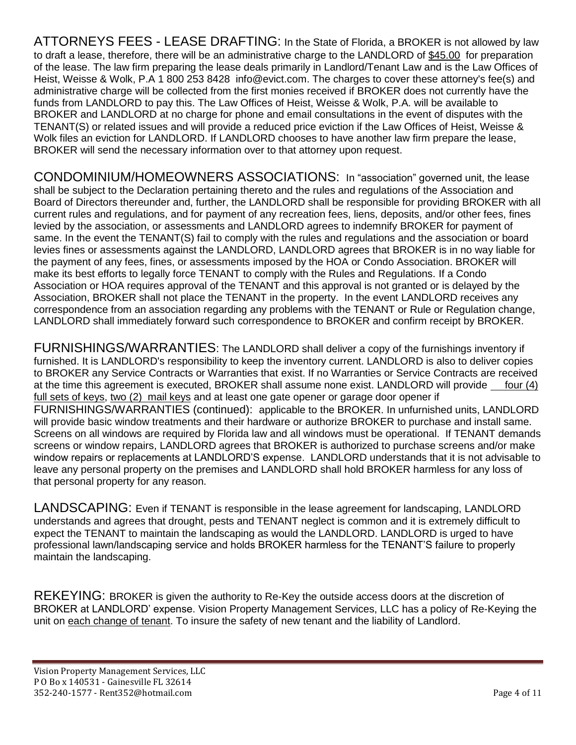ATTORNEYS FEES - LEASE DRAFTING: In the State of Florida, a BROKER is not allowed by law to draft a lease, therefore, there will be an administrative charge to the LANDLORD of $45.00 for preparation of the lease. The law firm preparing the lease deals primarily in Landlord/Tenant Law and is the Law Offices of Heist, Weisse & Wolk, P.A 1 800 253 8428 info@evict.com. The charges to cover these attorney's fee(s) and administrative charge will be collected from the first monies received if BROKER does not currently have the funds from LANDLORD to pay this. The Law Offices of Heist, Weisse & Wolk, P.A. will be available to BROKER and LANDLORD at no charge for phone and email consultations in the event of disputes with the TENANT(S) or related issues and will provide a reduced price eviction if the Law Offices of Heist, Weisse & Wolk files an eviction for LANDLORD. If LANDLORD chooses to have another law firm prepare the lease, BROKER will send the necessary information over to that attorney upon request.

CONDOMINIUM/HOMEOWNERS ASSOCIATIONS: In "association" governed unit, the lease shall be subject to the Declaration pertaining thereto and the rules and regulations of the Association and Board of Directors thereunder and, further, the LANDLORD shall be responsible for providing BROKER with all current rules and regulations, and for payment of any recreation fees, liens, deposits, and/or other fees, fines levied by the association, or assessments and LANDLORD agrees to indemnify BROKER for payment of same. In the event the TENANT(S) fail to comply with the rules and regulations and the association or board levies fines or assessments against the LANDLORD, LANDLORD agrees that BROKER is in no way liable for the payment of any fees, fines, or assessments imposed by the HOA or Condo Association. BROKER will make its best efforts to legally force TENANT to comply with the Rules and Regulations. If a Condo Association or HOA requires approval of the TENANT and this approval is not granted or is delayed by the Association, BROKER shall not place the TENANT in the property. In the event LANDLORD receives any correspondence from an association regarding any problems with the TENANT or Rule or Regulation change, LANDLORD shall immediately forward such correspondence to BROKER and confirm receipt by BROKER.

FURNISHINGS/WARRANTIES: The LANDLORD shall deliver a copy of the furnishings inventory if furnished. It is LANDLORD's responsibility to keep the inventory current. LANDLORD is also to deliver copies to BROKER any Service Contracts or Warranties that exist. If no Warranties or Service Contracts are received at the time this agreement is executed, BROKER shall assume none exist. LANDLORD will provide four (4) full sets of keys, two (2) mail keys and at least one gate opener or garage door opener if
FURNISHINGS/WARRANTIES (continued): applicable to the BROKER. In unfurnished units, LANDLORD will provide basic window treatments and their hardware or authorize BROKER to purchase and install same. Screens on all windows are required by Florida law and all windows must be operational. If TENANT demands screens or window repairs, LANDLORD agrees that BROKER is authorized to purchase screens and/or make window repairs or replacements at LANDLORD'S expense. LANDLORD understands that it is not advisable to leave any personal property on the premises and LANDLORD shall hold BROKER harmless for any loss of that personal property for any reason.

LANDSCAPING: Even if TENANT is responsible in the lease agreement for landscaping, LANDLORD understands and agrees that drought, pests and TENANT neglect is common and it is extremely difficult to expect the TENANT to maintain the landscaping as would the LANDLORD. LANDLORD is urged to have professional lawn/landscaping service and holds BROKER harmless for the TENANT'S failure to properly maintain the landscaping.

REKEYING: BROKER is given the authority to Re-Key the outside access doors at the discretion of BROKER at LANDLORD' expense. Vision Property Management Services, LLC has a policy of Re-Keying the unit on each change of tenant. To insure the safety of new tenant and the liability of Landlord.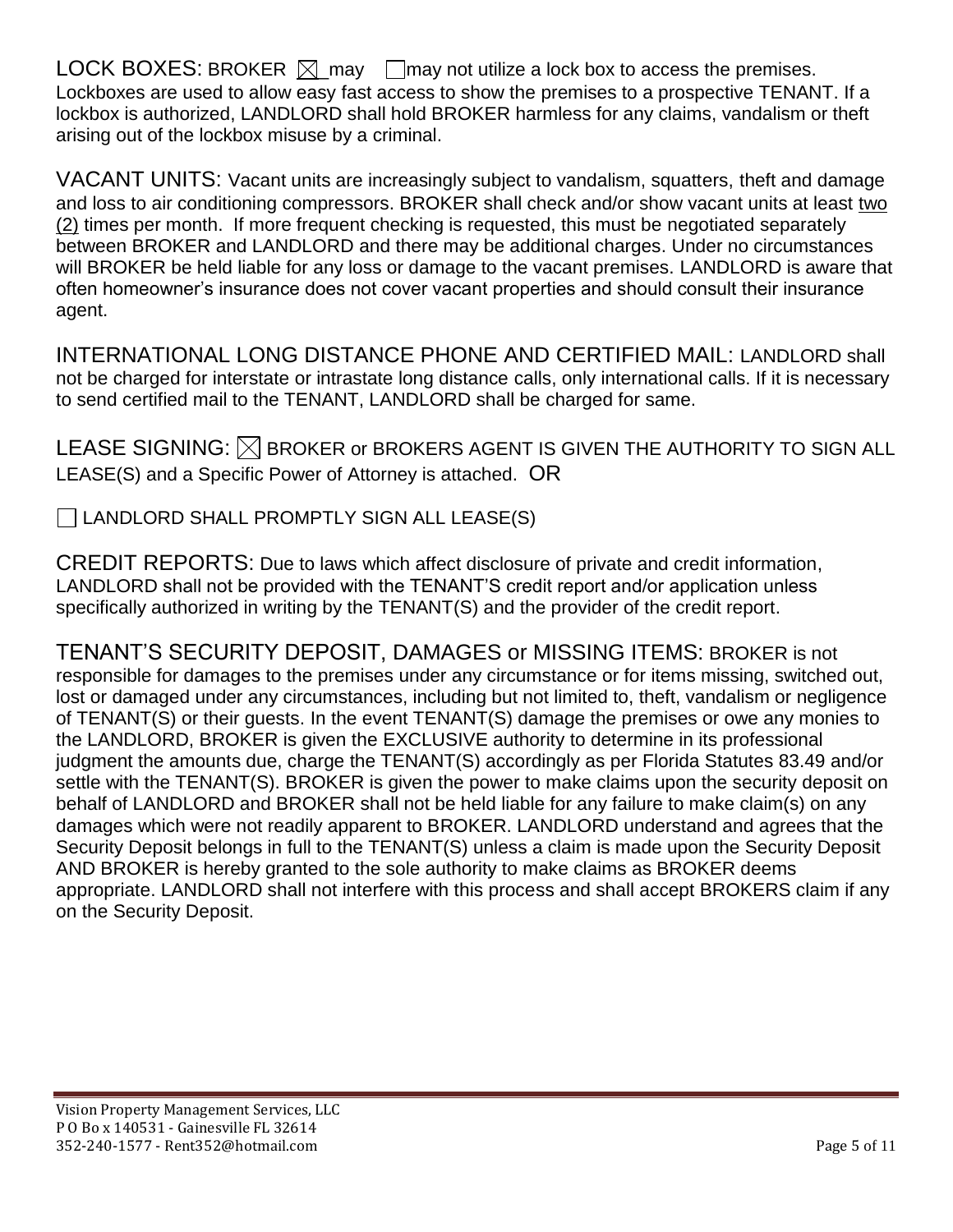LOCK BOXES: BROKER ☒ may ☐ may not utilize a lock box to access the premises. Lockboxes are used to allow easy fast access to show the premises to a prospective TENANT. If a lockbox is authorized, LANDLORD shall hold BROKER harmless for any claims, vandalism or theft arising out of the lockbox misuse by a criminal.

VACANT UNITS: Vacant units are increasingly subject to vandalism, squatters, theft and damage and loss to air conditioning compressors. BROKER shall check and/or show vacant units at least two (2) times per month. If more frequent checking is requested, this must be negotiated separately between BROKER and LANDLORD and there may be additional charges. Under no circumstances will BROKER be held liable for any loss or damage to the vacant premises. LANDLORD is aware that often homeowner's insurance does not cover vacant properties and should consult their insurance agent.

INTERNATIONAL LONG DISTANCE PHONE AND CERTIFIED MAIL: LANDLORD shall not be charged for interstate or intrastate long distance calls, only international calls. If it is necessary to send certified mail to the TENANT, LANDLORD shall be charged for same.

LEASE SIGNING: ☒ BROKER or BROKERS AGENT IS GIVEN THE AUTHORITY TO SIGN ALL LEASE(S) and a Specific Power of Attorney is attached. OR

☐ LANDLORD SHALL PROMPTLY SIGN ALL LEASE(S)

CREDIT REPORTS: Due to laws which affect disclosure of private and credit information, LANDLORD shall not be provided with the TENANT'S credit report and/or application unless specifically authorized in writing by the TENANT(S) and the provider of the credit report.

TENANT'S SECURITY DEPOSIT, DAMAGES or MISSING ITEMS: BROKER is not responsible for damages to the premises under any circumstance or for items missing, switched out, lost or damaged under any circumstances, including but not limited to, theft, vandalism or negligence of TENANT(S) or their guests. In the event TENANT(S) damage the premises or owe any monies to the LANDLORD, BROKER is given the EXCLUSIVE authority to determine in its professional judgment the amounts due, charge the TENANT(S) accordingly as per Florida Statutes 83.49 and/or settle with the TENANT(S). BROKER is given the power to make claims upon the security deposit on behalf of LANDLORD and BROKER shall not be held liable for any failure to make claim(s) on any damages which were not readily apparent to BROKER. LANDLORD understand and agrees that the Security Deposit belongs in full to the TENANT(S) unless a claim is made upon the Security Deposit AND BROKER is hereby granted to the sole authority to make claims as BROKER deems appropriate. LANDLORD shall not interfere with this process and shall accept BROKERS claim if any on the Security Deposit.

Vision Property Management Services, LLC
P O Bo x 140531 - Gainesville FL 32614
352-240-1577 - Rent352@hotmail.com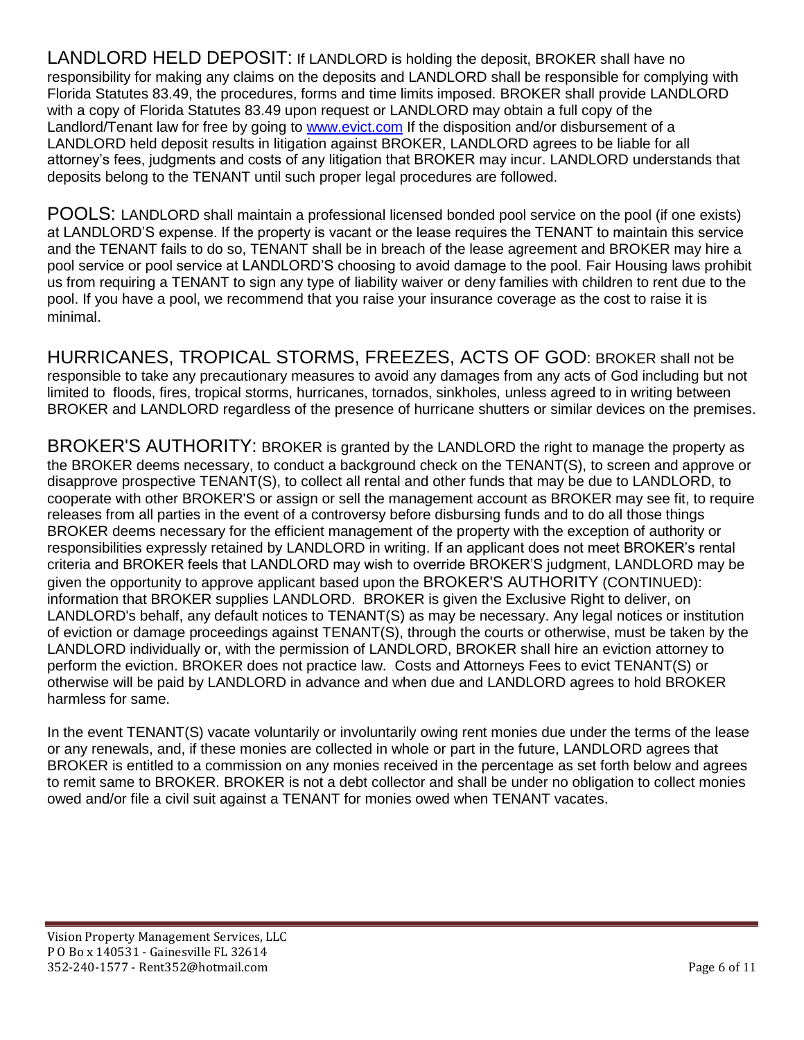LANDLORD HELD DEPOSIT: If LANDLORD is holding the deposit, BROKER shall have no responsibility for making any claims on the deposits and LANDLORD shall be responsible for complying with Florida Statutes 83.49, the procedures, forms and time limits imposed. BROKER shall provide LANDLORD with a copy of Florida Statutes 83.49 upon request or LANDLORD may obtain a full copy of the Landlord/Tenant law for free by going to www.evict.com If the disposition and/or disbursement of a LANDLORD held deposit results in litigation against BROKER, LANDLORD agrees to be liable for all attorney's fees, judgments and costs of any litigation that BROKER may incur. LANDLORD understands that deposits belong to the TENANT until such proper legal procedures are followed.

POOLS: LANDLORD shall maintain a professional licensed bonded pool service on the pool (if one exists) at LANDLORD'S expense. If the property is vacant or the lease requires the TENANT to maintain this service and the TENANT fails to do so, TENANT shall be in breach of the lease agreement and BROKER may hire a pool service or pool service at LANDLORD'S choosing to avoid damage to the pool. Fair Housing laws prohibit us from requiring a TENANT to sign any type of liability waiver or deny families with children to rent due to the pool. If you have a pool, we recommend that you raise your insurance coverage as the cost to raise it is minimal.

HURRICANES, TROPICAL STORMS, FREEZES, ACTS OF GOD: BROKER shall not be responsible to take any precautionary measures to avoid any damages from any acts of God including but not limited to floods, fires, tropical storms, hurricanes, tornados, sinkholes, unless agreed to in writing between BROKER and LANDLORD regardless of the presence of hurricane shutters or similar devices on the premises.

BROKER'S AUTHORITY: BROKER is granted by the LANDLORD the right to manage the property as the BROKER deems necessary, to conduct a background check on the TENANT(S), to screen and approve or disapprove prospective TENANT(S), to collect all rental and other funds that may be due to LANDLORD, to cooperate with other BROKER'S or assign or sell the management account as BROKER may see fit, to require releases from all parties in the event of a controversy before disbursing funds and to do all those things BROKER deems necessary for the efficient management of the property with the exception of authority or responsibilities expressly retained by LANDLORD in writing. If an applicant does not meet BROKER's rental criteria and BROKER feels that LANDLORD may wish to override BROKER'S judgment, LANDLORD may be given the opportunity to approve applicant based upon the BROKER'S AUTHORITY (CONTINUED): information that BROKER supplies LANDLORD. BROKER is given the Exclusive Right to deliver, on LANDLORD's behalf, any default notices to TENANT(S) as may be necessary. Any legal notices or institution of eviction or damage proceedings against TENANT(S), through the courts or otherwise, must be taken by the LANDLORD individually or, with the permission of LANDLORD, BROKER shall hire an eviction attorney to perform the eviction. BROKER does not practice law. Costs and Attorneys Fees to evict TENANT(S) or otherwise will be paid by LANDLORD in advance and when due and LANDLORD agrees to hold BROKER harmless for same.

In the event TENANT(S) vacate voluntarily or involuntarily owing rent monies due under the terms of the lease or any renewals, and, if these monies are collected in whole or part in the future, LANDLORD agrees that BROKER is entitled to a commission on any monies received in the percentage as set forth below and agrees to remit same to BROKER. BROKER is not a debt collector and shall be under no obligation to collect monies owed and/or file a civil suit against a TENANT for monies owed when TENANT vacates.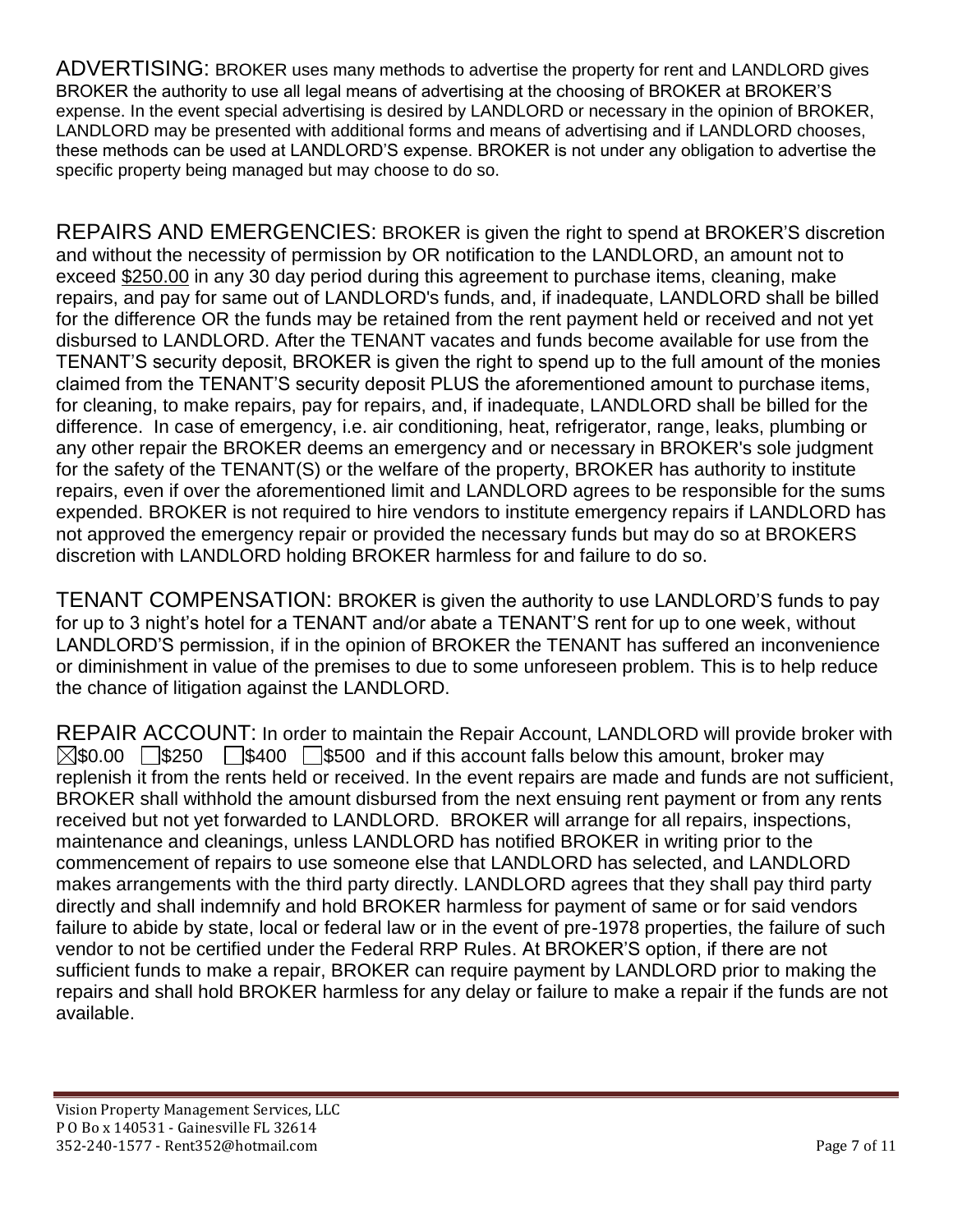ADVERTISING: BROKER uses many methods to advertise the property for rent and LANDLORD gives BROKER the authority to use all legal means of advertising at the choosing of BROKER at BROKER'S expense. In the event special advertising is desired by LANDLORD or necessary in the opinion of BROKER, LANDLORD may be presented with additional forms and means of advertising and if LANDLORD chooses, these methods can be used at LANDLORD'S expense. BROKER is not under any obligation to advertise the specific property being managed but may choose to do so.

REPAIRS AND EMERGENCIES: BROKER is given the right to spend at BROKER'S discretion and without the necessity of permission by OR notification to the LANDLORD, an amount not to exceed <u>$250.00</u> in any 30 day period during this agreement to purchase items, cleaning, make repairs, and pay for same out of LANDLORD's funds, and, if inadequate, LANDLORD shall be billed for the difference OR the funds may be retained from the rent payment held or received and not yet disbursed to LANDLORD. After the TENANT vacates and funds become available for use from the TENANT'S security deposit, BROKER is given the right to spend up to the full amount of the monies claimed from the TENANT'S security deposit PLUS the aforementioned amount to purchase items, for cleaning, to make repairs, pay for repairs, and, if inadequate, LANDLORD shall be billed for the difference. In case of emergency, i.e. air conditioning, heat, refrigerator, range, leaks, plumbing or any other repair the BROKER deems an emergency and or necessary in BROKER's sole judgment for the safety of the TENANT(S) or the welfare of the property, BROKER has authority to institute repairs, even if over the aforementioned limit and LANDLORD agrees to be responsible for the sums expended. BROKER is not required to hire vendors to institute emergency repairs if LANDLORD has not approved the emergency repair or provided the necessary funds but may do so at BROKERS discretion with LANDLORD holding BROKER harmless for and failure to do so.

TENANT COMPENSATION: BROKER is given the authority to use LANDLORD'S funds to pay for up to 3 night's hotel for a TENANT and/or abate a TENANT'S rent for up to one week, without LANDLORD'S permission, if in the opinion of BROKER the TENANT has suffered an inconvenience or diminishment in value of the premises to due to some unforeseen problem. This is to help reduce the chance of litigation against the LANDLORD.

REPAIR ACCOUNT: In order to maintain the Repair Account, LANDLORD will provide broker with ☒$0.00 ☐$250 ☐$400 ☐$500 and if this account falls below this amount, broker may replenish it from the rents held or received. In the event repairs are made and funds are not sufficient, BROKER shall withhold the amount disbursed from the next ensuing rent payment or from any rents received but not yet forwarded to LANDLORD. BROKER will arrange for all repairs, inspections, maintenance and cleanings, unless LANDLORD has notified BROKER in writing prior to the commencement of repairs to use someone else that LANDLORD has selected, and LANDLORD makes arrangements with the third party directly. LANDLORD agrees that they shall pay third party directly and shall indemnify and hold BROKER harmless for payment of same or for said vendors failure to abide by state, local or federal law or in the event of pre-1978 properties, the failure of such vendor to not be certified under the Federal RRP Rules. At BROKER'S option, if there are not sufficient funds to make a repair, BROKER can require payment by LANDLORD prior to making the repairs and shall hold BROKER harmless for any delay or failure to make a repair if the funds are not available.

Vision Property Management Services, LLC
P O Bo x 140531 - Gainesville FL 32614
352-240-1577 - Rent352@hotmail.com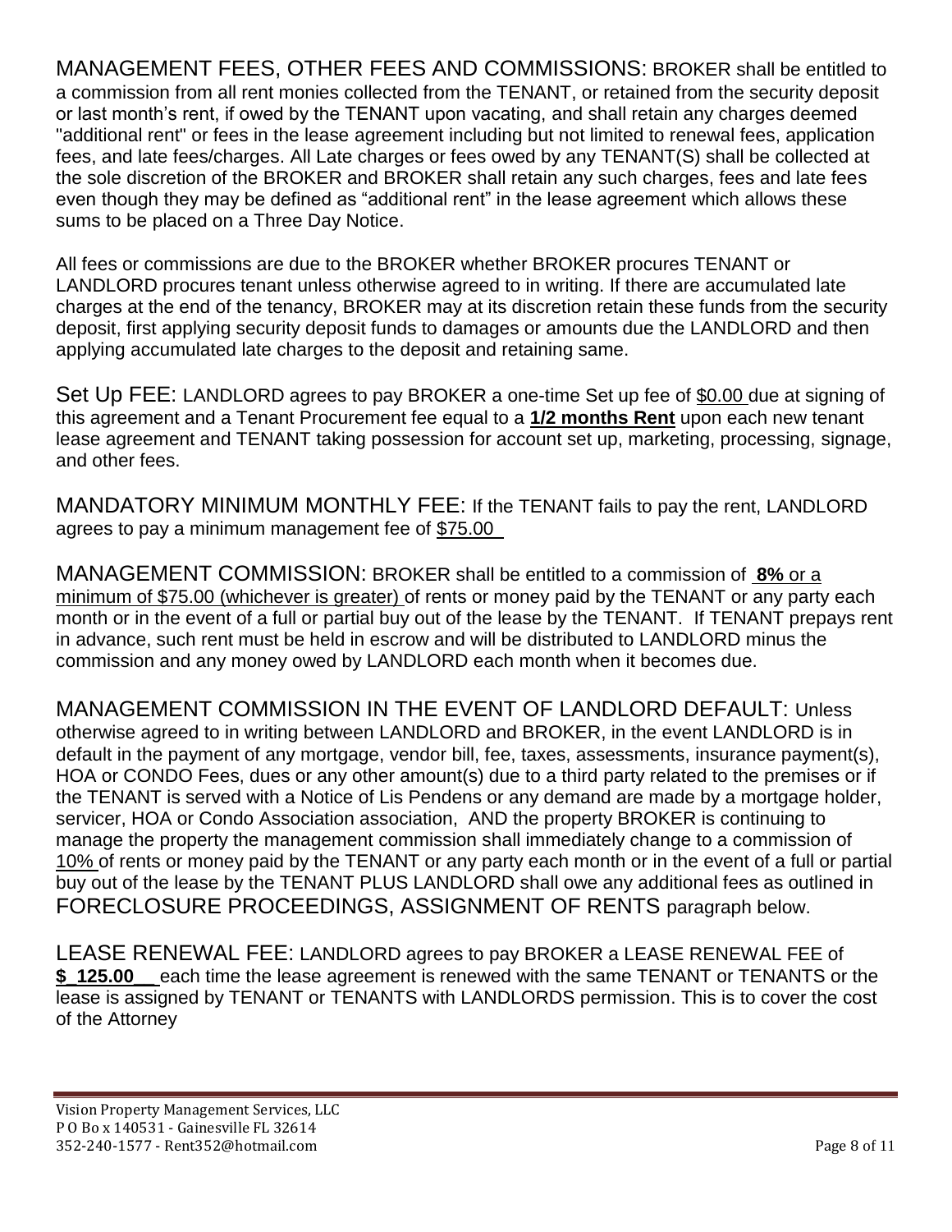MANAGEMENT FEES, OTHER FEES AND COMMISSIONS: BROKER shall be entitled to a commission from all rent monies collected from the TENANT, or retained from the security deposit or last month's rent, if owed by the TENANT upon vacating, and shall retain any charges deemed "additional rent" or fees in the lease agreement including but not limited to renewal fees, application fees, and late fees/charges. All Late charges or fees owed by any TENANT(S) shall be collected at the sole discretion of the BROKER and BROKER shall retain any such charges, fees and late fees even though they may be defined as "additional rent" in the lease agreement which allows these sums to be placed on a Three Day Notice.

All fees or commissions are due to the BROKER whether BROKER procures TENANT or LANDLORD procures tenant unless otherwise agreed to in writing. If there are accumulated late charges at the end of the tenancy, BROKER may at its discretion retain these funds from the security deposit, first applying security deposit funds to damages or amounts due the LANDLORD and then applying accumulated late charges to the deposit and retaining same.

Set Up FEE: LANDLORD agrees to pay BROKER a one-time Set up fee of $0.00 due at signing of this agreement and a Tenant Procurement fee equal to a **1/2 months Rent** upon each new tenant lease agreement and TENANT taking possession for account set up, marketing, processing, signage, and other fees.

MANDATORY MINIMUM MONTHLY FEE: If the TENANT fails to pay the rent, LANDLORD agrees to pay a minimum management fee of $75.00

MANAGEMENT COMMISSION: BROKER shall be entitled to a commission of **8%** or a minimum of $75.00 (whichever is greater) of rents or money paid by the TENANT or any party each month or in the event of a full or partial buy out of the lease by the TENANT. If TENANT prepays rent in advance, such rent must be held in escrow and will be distributed to LANDLORD minus the commission and any money owed by LANDLORD each month when it becomes due.

MANAGEMENT COMMISSION IN THE EVENT OF LANDLORD DEFAULT: Unless otherwise agreed to in writing between LANDLORD and BROKER, in the event LANDLORD is in default in the payment of any mortgage, vendor bill, fee, taxes, assessments, insurance payment(s), HOA or CONDO Fees, dues or any other amount(s) due to a third party related to the premises or if the TENANT is served with a Notice of Lis Pendens or any demand are made by a mortgage holder, servicer, HOA or Condo Association association, AND the property BROKER is continuing to manage the property the management commission shall immediately change to a commission of 10% of rents or money paid by the TENANT or any party each month or in the event of a full or partial buy out of the lease by the TENANT PLUS LANDLORD shall owe any additional fees as outlined in FORECLOSURE PROCEEDINGS, ASSIGNMENT OF RENTS paragraph below.

LEASE RENEWAL FEE: LANDLORD agrees to pay BROKER a LEASE RENEWAL FEE of **$_125.00__** each time the lease agreement is renewed with the same TENANT or TENANTS or the lease is assigned by TENANT or TENANTS with LANDLORDS permission. This is to cover the cost of the Attorney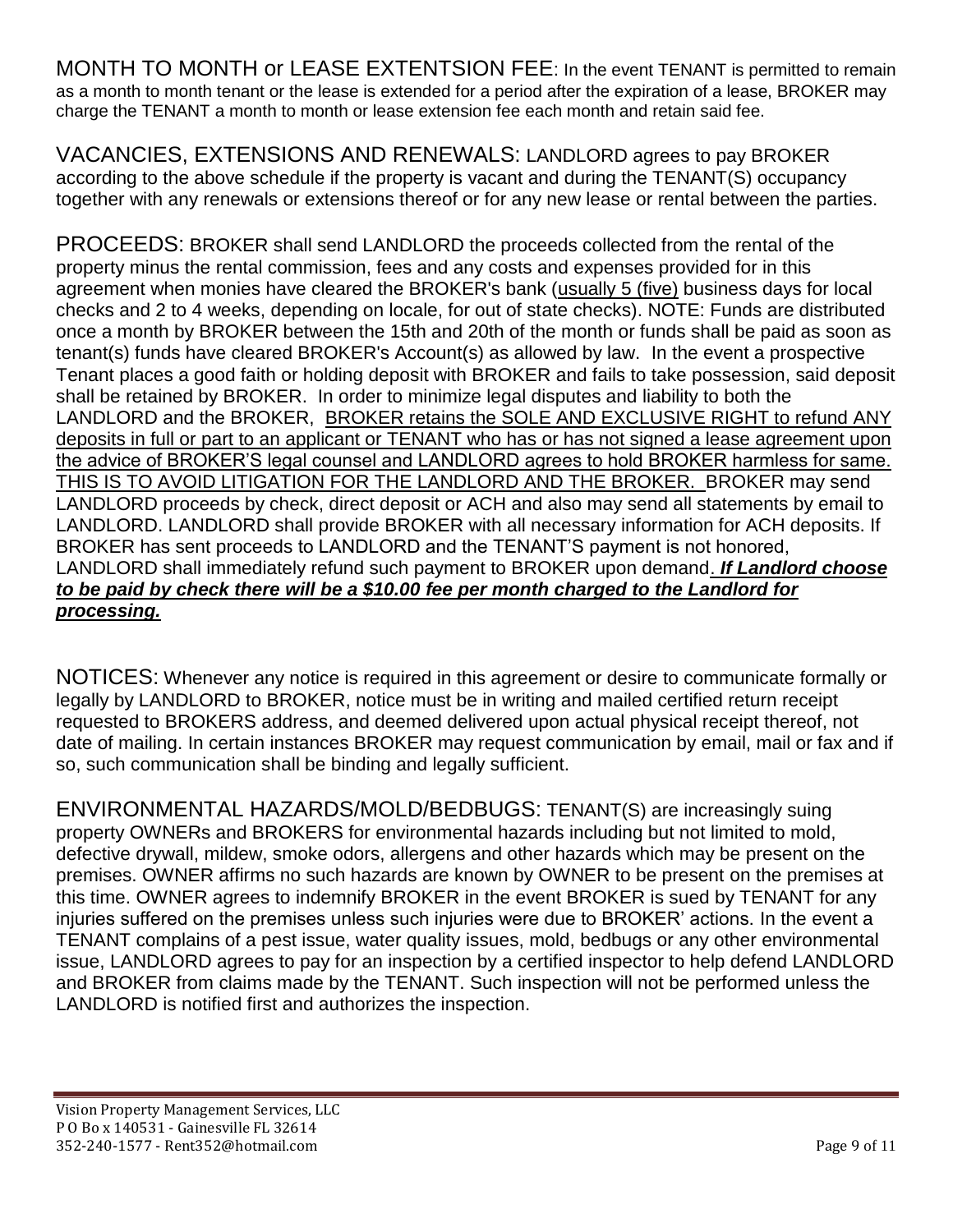MONTH TO MONTH or LEASE EXTENTSION FEE: In the event TENANT is permitted to remain as a month to month tenant or the lease is extended for a period after the expiration of a lease, BROKER may charge the TENANT a month to month or lease extension fee each month and retain said fee.

VACANCIES, EXTENSIONS AND RENEWALS: LANDLORD agrees to pay BROKER according to the above schedule if the property is vacant and during the TENANT(S) occupancy together with any renewals or extensions thereof or for any new lease or rental between the parties.

PROCEEDS: BROKER shall send LANDLORD the proceeds collected from the rental of the property minus the rental commission, fees and any costs and expenses provided for in this agreement when monies have cleared the BROKER's bank (<u>usually 5 (five)</u> business days for local checks and 2 to 4 weeks, depending on locale, for out of state checks). NOTE: Funds are distributed once a month by BROKER between the 15th and 20th of the month or funds shall be paid as soon as tenant(s) funds have cleared BROKER's Account(s) as allowed by law. In the event a prospective Tenant places a good faith or holding deposit with BROKER and fails to take possession, said deposit shall be retained by BROKER. In order to minimize legal disputes and liability to both the LANDLORD and the BROKER, <u>BROKER retains the SOLE AND EXCLUSIVE RIGHT to refund ANY deposits in full or part to an applicant or TENANT who has or has not signed a lease agreement upon the advice of BROKER'S legal counsel and LANDLORD agrees to hold BROKER harmless for same. THIS IS TO AVOID LITIGATION FOR THE LANDLORD AND THE BROKER.</u> BROKER may send LANDLORD proceeds by check, direct deposit or ACH and also may send all statements by email to LANDLORD. LANDLORD shall provide BROKER with all necessary information for ACH deposits. If BROKER has sent proceeds to LANDLORD and the TENANT'S payment is not honored, LANDLORD shall immediately refund such payment to BROKER upon demand. ***<u>If Landlord choose to be paid by check there will be a $10.00 fee per month charged to the Landlord for processing.</u>***

NOTICES: Whenever any notice is required in this agreement or desire to communicate formally or legally by LANDLORD to BROKER, notice must be in writing and mailed certified return receipt requested to BROKERS address, and deemed delivered upon actual physical receipt thereof, not date of mailing. In certain instances BROKER may request communication by email, mail or fax and if so, such communication shall be binding and legally sufficient.

ENVIRONMENTAL HAZARDS/MOLD/BEDBUGS: TENANT(S) are increasingly suing property OWNERs and BROKERS for environmental hazards including but not limited to mold, defective drywall, mildew, smoke odors, allergens and other hazards which may be present on the premises. OWNER affirms no such hazards are known by OWNER to be present on the premises at this time. OWNER agrees to indemnify BROKER in the event BROKER is sued by TENANT for any injuries suffered on the premises unless such injuries were due to BROKER' actions. In the event a TENANT complains of a pest issue, water quality issues, mold, bedbugs or any other environmental issue, LANDLORD agrees to pay for an inspection by a certified inspector to help defend LANDLORD and BROKER from claims made by the TENANT. Such inspection will not be performed unless the LANDLORD is notified first and authorizes the inspection.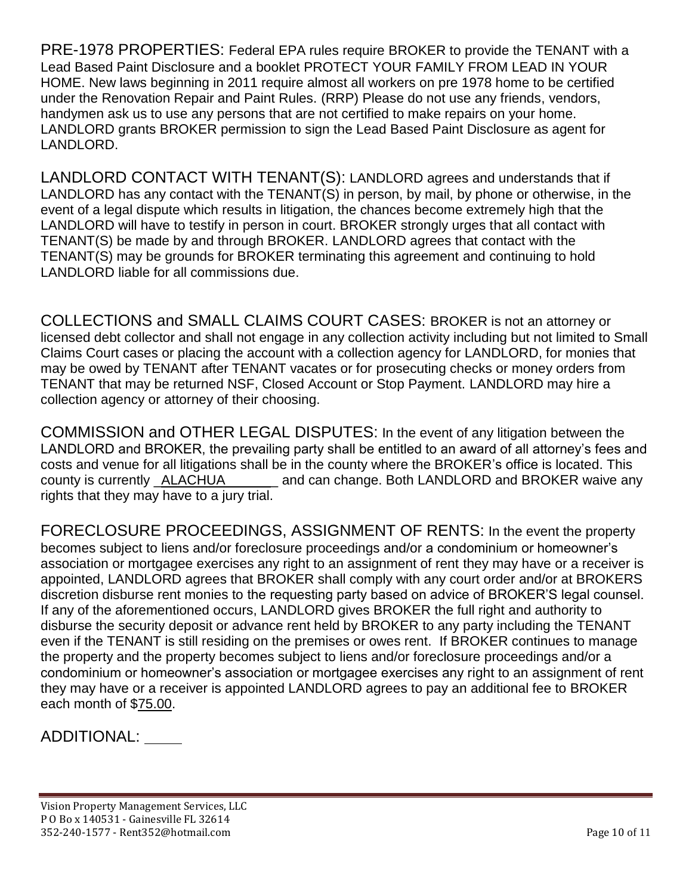PRE-1978 PROPERTIES: Federal EPA rules require BROKER to provide the TENANT with a Lead Based Paint Disclosure and a booklet PROTECT YOUR FAMILY FROM LEAD IN YOUR HOME. New laws beginning in 2011 require almost all workers on pre 1978 home to be certified under the Renovation Repair and Paint Rules. (RRP) Please do not use any friends, vendors, handymen ask us to use any persons that are not certified to make repairs on your home. LANDLORD grants BROKER permission to sign the Lead Based Paint Disclosure as agent for LANDLORD.

LANDLORD CONTACT WITH TENANT(S): LANDLORD agrees and understands that if LANDLORD has any contact with the TENANT(S) in person, by mail, by phone or otherwise, in the event of a legal dispute which results in litigation, the chances become extremely high that the LANDLORD will have to testify in person in court. BROKER strongly urges that all contact with TENANT(S) be made by and through BROKER. LANDLORD agrees that contact with the TENANT(S) may be grounds for BROKER terminating this agreement and continuing to hold LANDLORD liable for all commissions due.

COLLECTIONS and SMALL CLAIMS COURT CASES: BROKER is not an attorney or licensed debt collector and shall not engage in any collection activity including but not limited to Small Claims Court cases or placing the account with a collection agency for LANDLORD, for monies that may be owed by TENANT after TENANT vacates or for prosecuting checks or money orders from TENANT that may be returned NSF, Closed Account or Stop Payment. LANDLORD may hire a collection agency or attorney of their choosing.

COMMISSION and OTHER LEGAL DISPUTES: In the event of any litigation between the LANDLORD and BROKER, the prevailing party shall be entitled to an award of all attorney's fees and costs and venue for all litigations shall be in the county where the BROKER's office is located. This county is currently _ALACHUA_______ and can change. Both LANDLORD and BROKER waive any rights that they may have to a jury trial.

FORECLOSURE PROCEEDINGS, ASSIGNMENT OF RENTS: In the event the property becomes subject to liens and/or foreclosure proceedings and/or a condominium or homeowner's association or mortgagee exercises any right to an assignment of rent they may have or a receiver is appointed, LANDLORD agrees that BROKER shall comply with any court order and/or at BROKERS discretion disburse rent monies to the requesting party based on advice of BROKER'S legal counsel. If any of the aforementioned occurs, LANDLORD gives BROKER the full right and authority to disburse the security deposit or advance rent held by BROKER to any party including the TENANT even if the TENANT is still residing on the premises or owes rent. If BROKER continues to manage the property and the property becomes subject to liens and/or foreclosure proceedings and/or a condominium or homeowner's association or mortgagee exercises any right to an assignment of rent they may have or a receiver is appointed LANDLORD agrees to pay an additional fee to BROKER each month of $75.00.

ADDITIONAL: ____

Vision Property Management Services, LLC
P O Bo x 140531 - Gainesville FL 32614
352-240-1577 - Rent352@hotmail.com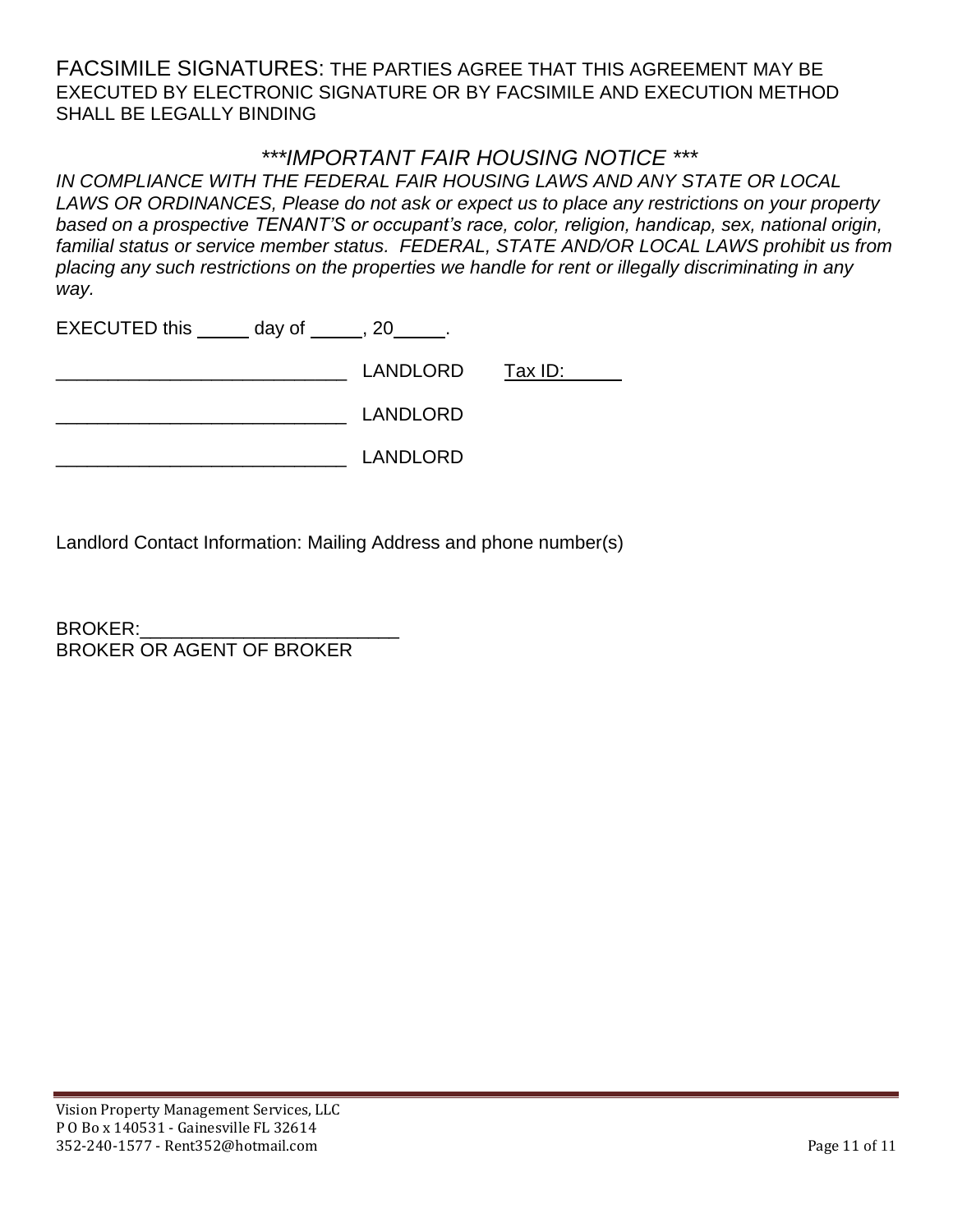FACSIMILE SIGNATURES: THE PARTIES AGREE THAT THIS AGREEMENT MAY BE EXECUTED BY ELECTRONIC SIGNATURE OR BY FACSIMILE AND EXECUTION METHOD SHALL BE LEGALLY BINDING

### *\*\*\*IMPORTANT FAIR HOUSING NOTICE \*\*\**

*IN COMPLIANCE WITH THE FEDERAL FAIR HOUSING LAWS AND ANY STATE OR LOCAL LAWS OR ORDINANCES, Please do not ask or expect us to place any restrictions on your property based on a prospective TENANT'S or occupant's race, color, religion, handicap, sex, national origin, familial status or service member status. FEDERAL, STATE AND/OR LOCAL LAWS prohibit us from placing any such restrictions on the properties we handle for rent or illegally discriminating in any way.*

EXECUTED this _____ day of _____, 20_____.

____________________________ LANDLORD Tax ID: ______

____________________________ LANDLORD

____________________________ LANDLORD

Landlord Contact Information: Mailing Address and phone number(s)

BROKER:_________________________
BROKER OR AGENT OF BROKER